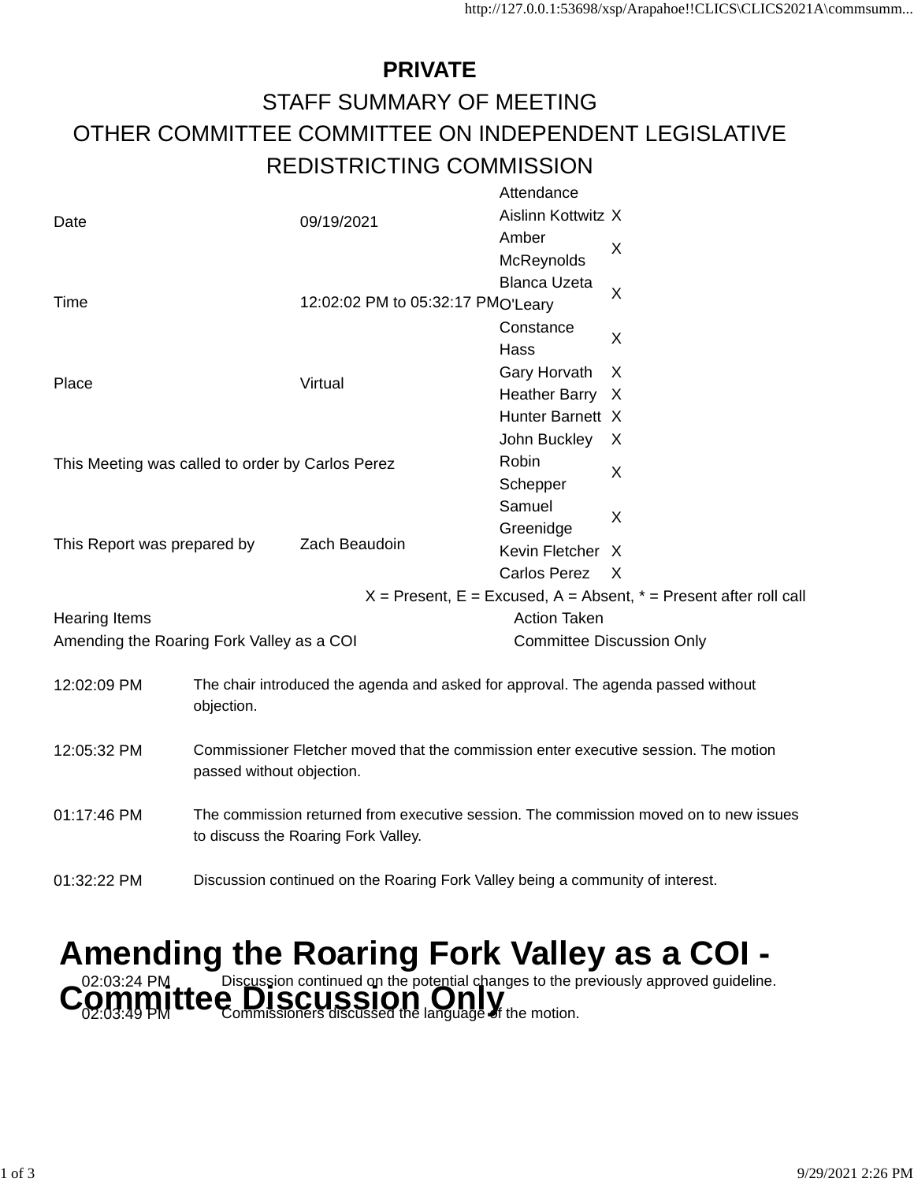**PRIVATE**

STAFF SUMMARY OF MEETING

OTHER COMMITTEE COMMITTEE ON INDEPENDENT LEGISLATIVE REDISTRICTING COMMISSION

| | | Attendance | |
|---|---|---|---|
| Date | 09/19/2021 | Aislinn Kottwitz | X |
| | | Amber McReynolds | X |
| Time | 12:02:02 PM to 05:32:17 PM | Blanca Uzeta O'Leary | X |
| | | Constance Hass | X |
| Place | Virtual | Gary Horvath | X |
| | | Heather Barry | X |
| | | Hunter Barnett | X |
| This Meeting was called to order by Carlos Perez | | John Buckley | X |
| | | Robin Schepper | X |
| | | Samuel Greenidge | X |
| This Report was prepared by | Zach Beaudoin | Kevin Fletcher | X |
| | | Carlos Perez | X |

X = Present, E = Excused, A = Absent, * = Present after roll call

| Hearing Items | Action Taken |
|---|---|
| Amending the Roaring Fork Valley as a COI | Committee Discussion Only |

| | |
|---|---|
| 12:02:09 PM | The chair introduced the agenda and asked for approval. The agenda passed without objection. |
| 12:05:32 PM | Commissioner Fletcher moved that the commission enter executive session. The motion passed without objection. |
| 01:17:46 PM | The commission returned from executive session. The commission moved on to new issues to discuss the Roaring Fork Valley. |
| 01:32:22 PM | Discussion continued on the Roaring Fork Valley being a community of interest. |

# Amending the Roaring Fork Valley as a COI - Committee Discussion Only

| | |
|---|---|
| 02:03:24 PM | Discussion continued on the potential changes to the previously approved guideline. |
| 02:03:49 PM | Commissioners discussed the language of the motion. |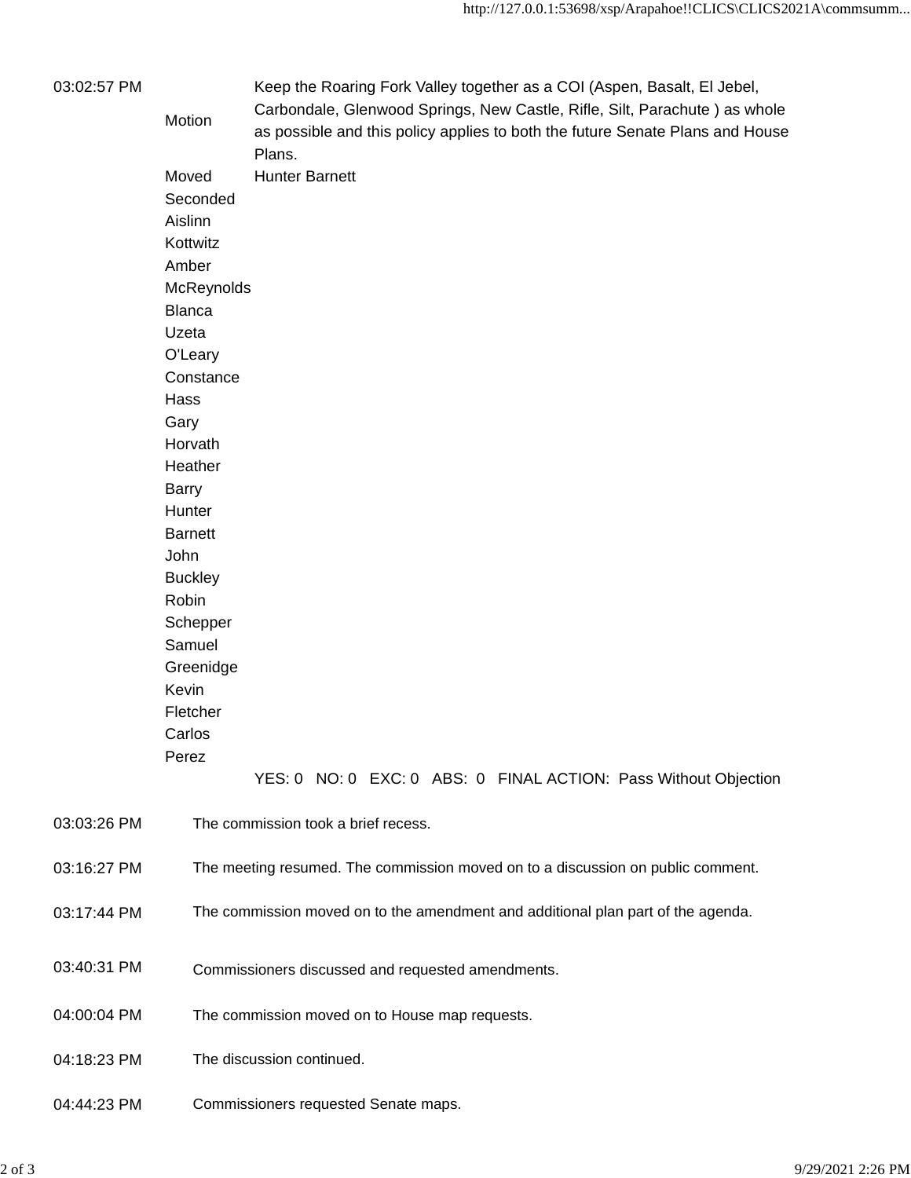| | | |
|---|---|---|
| 03:02:57 PM | Motion | Keep the Roaring Fork Valley together as a COI (Aspen, Basalt, El Jebel, Carbondale, Glenwood Springs, New Castle, Rifle, Silt, Parachute ) as whole as possible and this policy applies to both the future Senate Plans and House Plans. |
| | Moved | Hunter Barnett |
| | Seconded | |
| | Aislinn Kottwitz | |
| | Amber McReynolds | |
| | Blanca Uzeta O'Leary | |
| | Constance Hass | |
| | Gary Horvath | |
| | Heather Barry | |
| | Hunter Barnett | |
| | John Buckley | |
| | Robin Schepper | |
| | Samuel Greenidge | |
| | Kevin Fletcher | |
| | Carlos Perez | |
| | | YES: 0 NO: 0 EXC: 0 ABS: 0 FINAL ACTION: Pass Without Objection |

| | |
|---|---|
| 03:03:26 PM | The commission took a brief recess. |
| 03:16:27 PM | The meeting resumed. The commission moved on to a discussion on public comment. |
| 03:17:44 PM | The commission moved on to the amendment and additional plan part of the agenda. |
| 03:40:31 PM | Commissioners discussed and requested amendments. |
| 04:00:04 PM | The commission moved on to House map requests. |
| 04:18:23 PM | The discussion continued. |
| 04:44:23 PM | Commissioners requested Senate maps. |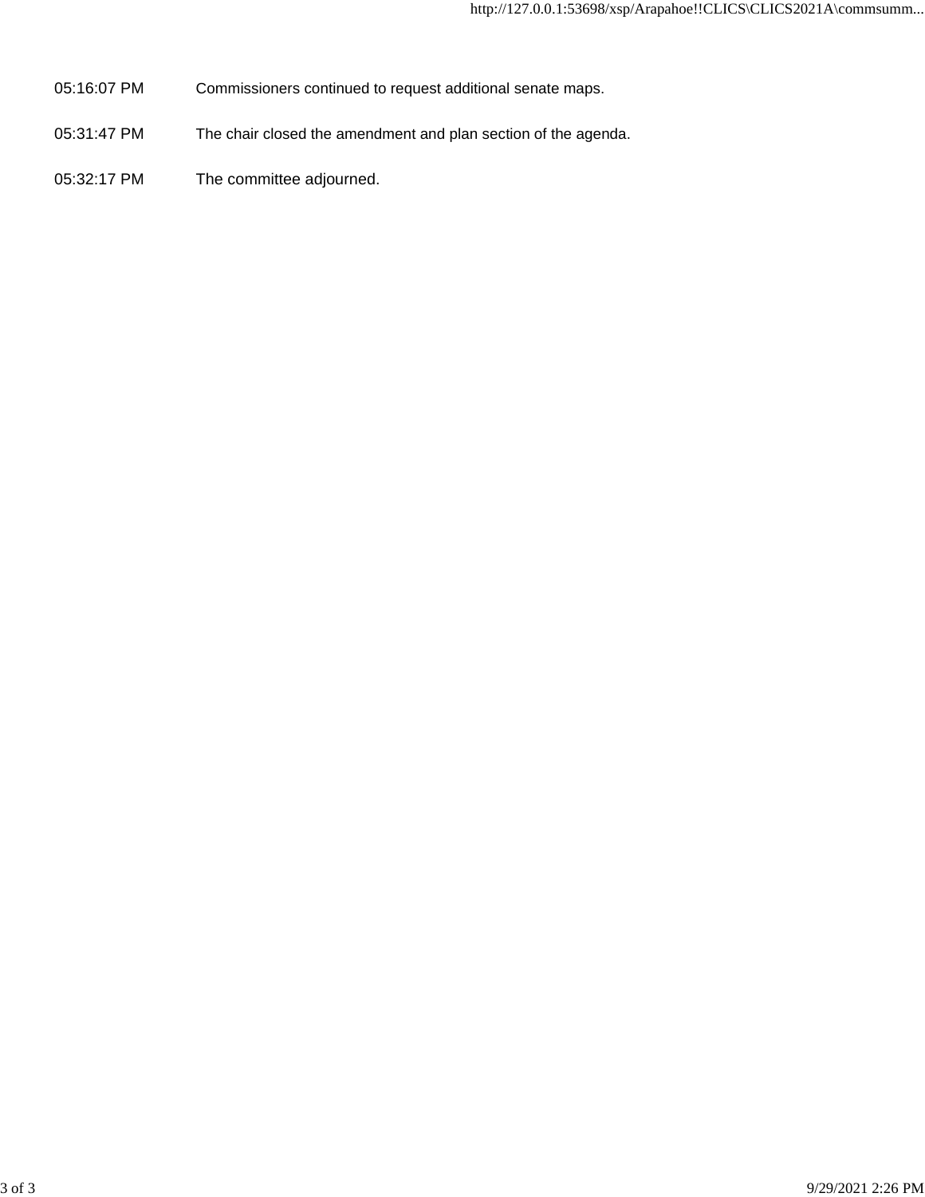| | |
|---|---|
| 05:16:07 PM | Commissioners continued to request additional senate maps. |
| 05:31:47 PM | The chair closed the amendment and plan section of the agenda. |
| 05:32:17 PM | The committee adjourned. |